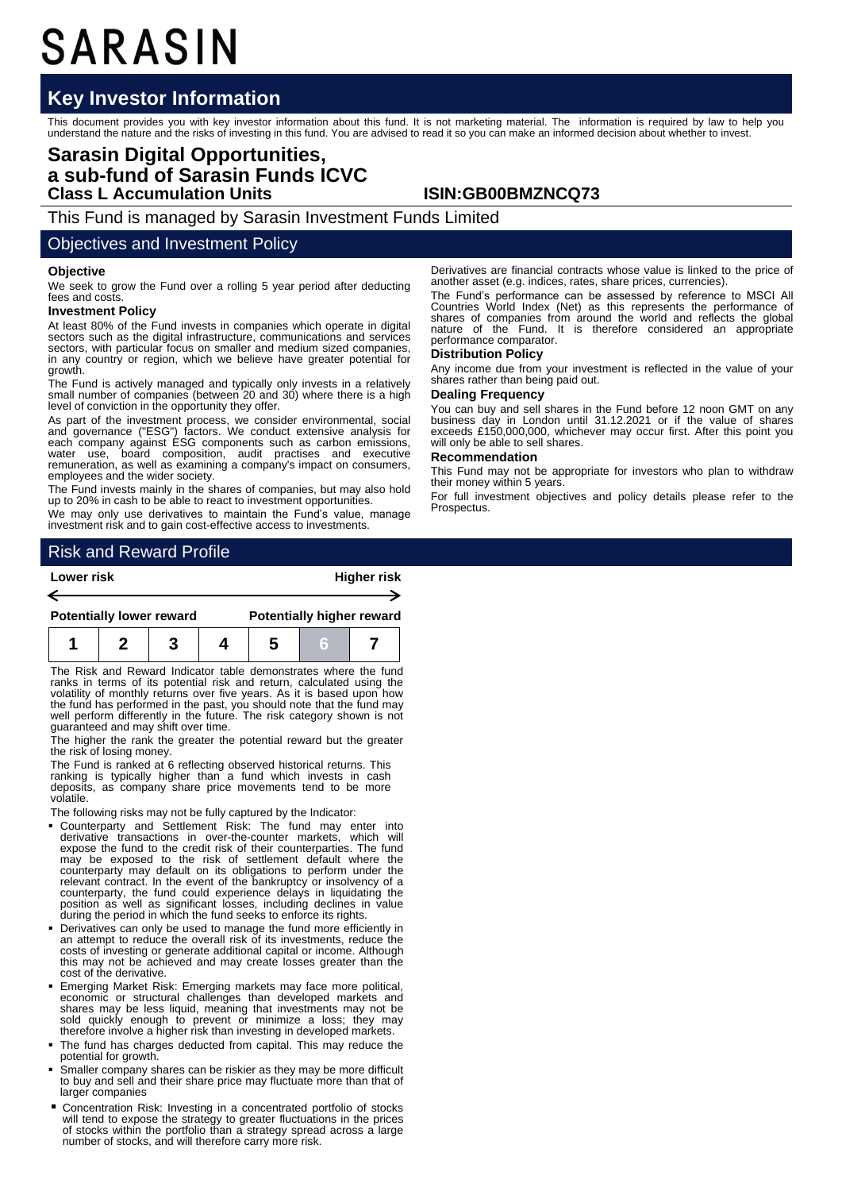# SARASIN

## Key Investor Information

This document provides you with key investor information about this fund. It is not marketing material. The information is required by law to help you understand the nature and the risks of investing in this fund. You are advised to read it so you can make an informed decision about whether to invest.

## Sarasin Digital Opportunities, a sub-fund of Sarasin Funds ICVC

### Class L Accumulation Units

**ISIN:GB00BMZNCQ73**

This Fund is managed by Sarasin Investment Funds Limited

## Objectives and Investment Policy

**Objective**

We seek to grow the Fund over a rolling 5 year period after deducting fees and costs.

**Investment Policy**

At least 80% of the Fund invests in companies which operate in digital sectors such as the digital infrastructure, communications and services sectors, with particular focus on smaller and medium sized companies, in any country or region, which we believe have greater potential for growth.

The Fund is actively managed and typically only invests in a relatively small number of companies (between 20 and 30) where there is a high level of conviction in the opportunity they offer.

As part of the investment process, we consider environmental, social and governance ("ESG") factors. We conduct extensive analysis for each company against ESG components such as carbon emissions, water use, board composition, audit practises and executive remuneration, as well as examining a company's impact on consumers, employees and the wider society.

The Fund invests mainly in the shares of companies, but may also hold up to 20% in cash to be able to react to investment opportunities.

We may only use derivatives to maintain the Fund's value, manage investment risk and to gain cost-effective access to investments.

Derivatives are financial contracts whose value is linked to the price of another asset (e.g. indices, rates, share prices, currencies).

The Fund's performance can be assessed by reference to MSCI All Countries World Index (Net) as this represents the performance of shares of companies from around the world and reflects the global nature of the Fund. It is therefore considered an appropriate performance comparator.

**Distribution Policy**

Any income due from your investment is reflected in the value of your shares rather than being paid out.

**Dealing Frequency**

You can buy and sell shares in the Fund before 12 noon GMT on any business day in London until 31.12.2021 or if the value of shares exceeds £150,000,000, whichever may occur first. After this point you will only be able to sell shares.

**Recommendation**

This Fund may not be appropriate for investors who plan to withdraw their money within 5 years.

For full investment objectives and policy details please refer to the Prospectus.

## Risk and Reward Profile

| Lower risk | | | | | | Higher risk |
|---|---|---|---|---|---|---|
| Potentially lower reward | | | | | | Potentially higher reward |
| 1 | 2 | 3 | 4 | 5 | **6** | 7 |

The Risk and Reward Indicator table demonstrates where the fund ranks in terms of its potential risk and return, calculated using the volatility of monthly returns over five years. As it is based upon how the fund has performed in the past, you should note that the fund may well perform differently in the future. The risk category shown is not guaranteed and may shift over time.

The higher the rank the greater the potential reward but the greater the risk of losing money.

The Fund is ranked at 6 reflecting observed historical returns. This ranking is typically higher than a fund which invests in cash deposits, as company share price movements tend to be more volatile.

The following risks may not be fully captured by the Indicator:

- Counterparty and Settlement Risk: The fund may enter into derivative transactions in over-the-counter markets, which will expose the fund to the credit risk of their counterparties. The fund may be exposed to the risk of settlement default where the counterparty may default on its obligations to perform under the relevant contract. In the event of the bankruptcy or insolvency of a counterparty, the fund could experience delays in liquidating the position as well as significant losses, including declines in value during the period in which the fund seeks to enforce its rights.
- Derivatives can only be used to manage the fund more efficiently in an attempt to reduce the overall risk of its investments, reduce the costs of investing or generate additional capital or income. Although this may not be achieved and may create losses greater than the cost of the derivative.
- Emerging Market Risk: Emerging markets may face more political, economic or structural challenges than developed markets and shares may be less liquid, meaning that investments may not be sold quickly enough to prevent or minimize a loss; they may therefore involve a higher risk than investing in developed markets.
- The fund has charges deducted from capital. This may reduce the potential for growth.
- Smaller company shares can be riskier as they may be more difficult to buy and sell and their share price may fluctuate more than that of larger companies
- Concentration Risk: Investing in a concentrated portfolio of stocks will tend to expose the strategy to greater fluctuations in the prices of stocks within the portfolio than a strategy spread across a large number of stocks, and will therefore carry more risk.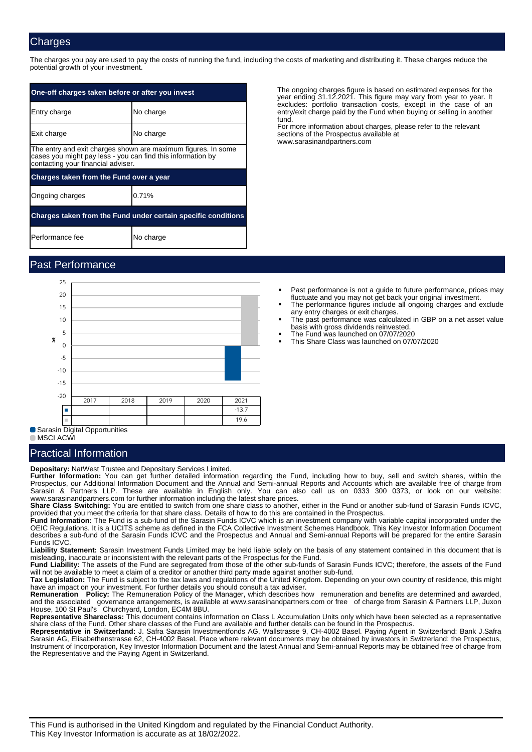## Charges

The charges you pay are used to pay the costs of running the fund, including the costs of marketing and distributing it. These charges reduce the potential growth of your investment.

| One-off charges taken before or after you invest | |
|---|---|
| Entry charge | No charge |
| Exit charge | No charge |
| The entry and exit charges shown are maximum figures. In some cases you might pay less - you can find this information by contacting your financial adviser. | |
| **Charges taken from the Fund over a year** | |
| Ongoing charges | 0.71% |
| **Charges taken from the Fund under certain specific conditions** | |
| Performance fee | No charge |

The ongoing charges figure is based on estimated expenses for the year ending 31.12.2021. This figure may vary from year to year. It excludes: portfolio transaction costs, except in the case of an entry/exit charge paid by the Fund when buying or selling in another fund.

For more information about charges, please refer to the relevant sections of the Prospectus available at www.sarasinandpartners.com

## Past Performance

25
20
15
10
5
%
0
-5
-10
-15
-20

2017 2018 2019 2020 2021

-13.7

19.6

Sarasin Digital Opportunities

MSCI ACWI

- Past performance is not a guide to future performance, prices may fluctuate and you may not get back your original investment.
- The performance figures include all ongoing charges and exclude any entry charges or exit charges.
- The past performance was calculated in GBP on a net asset value basis with gross dividends reinvested.
- The Fund was launched on 07/07/2020
- This Share Class was launched on 07/07/2020

## Practical Information

**Depositary:** NatWest Trustee and Depositary Services Limited.

**Further Information:** You can get further detailed information regarding the Fund, including how to buy, sell and switch shares, within the Prospectus, our Additional Information Document and the Annual and Semi-annual Reports and Accounts which are available free of charge from Sarasin & Partners LLP. These are available in English only. You can also call us on 0333 300 0373, or look on our website: www.sarasinandpartners.com for further information including the latest share prices.

**Share Class Switching:** You are entitled to switch from one share class to another, either in the Fund or another sub-fund of Sarasin Funds ICVC, provided that you meet the criteria for that share class. Details of how to do this are contained in the Prospectus.

**Fund Information:** The Fund is a sub-fund of the Sarasin Funds ICVC which is an investment company with variable capital incorporated under the OEIC Regulations. It is a UCITS scheme as defined in the FCA Collective Investment Schemes Handbook. This Key Investor Information Document describes a sub-fund of the Sarasin Funds ICVC and the Prospectus and Annual and Semi-annual Reports will be prepared for the entire Sarasin Funds ICVC.

**Liability Statement:** Sarasin Investment Funds Limited may be held liable solely on the basis of any statement contained in this document that is misleading, inaccurate or inconsistent with the relevant parts of the Prospectus for the Fund.

**Fund Liability:** The assets of the Fund are segregated from those of the other sub-funds of Sarasin Funds ICVC; therefore, the assets of the Fund will not be available to meet a claim of a creditor or another third party made against another sub-fund.

**Tax Legislation:** The Fund is subject to the tax laws and regulations of the United Kingdom. Depending on your own country of residence, this might have an impact on your investment. For further details you should consult a tax adviser.

**Remuneration Policy:** The Remuneration Policy of the Manager, which describes how remuneration and benefits are determined and awarded, and the associated governance arrangements, is available at www.sarasinandpartners.com or free of charge from Sarasin & Partners LLP, Juxon House, 100 St Paul's Churchyard, London, EC4M 8BU.

**Representative Shareclass:** This document contains information on Class L Accumulation Units only which have been selected as a representative share class of the Fund. Other share classes of the Fund are available and further details can be found in the Prospectus.

**Representative in Switzerland:** J. Safra Sarasin Investmentfonds AG, Wallstrasse 9, CH-4002 Basel. Paying Agent in Switzerland: Bank J.Safra Sarasin AG, Elisabethenstrasse 62, CH-4002 Basel. Place where relevant documents may be obtained by investors in Switzerland: the Prospectus, Instrument of Incorporation, Key Investor Information Document and the latest Annual and Semi-annual Reports may be obtained free of charge from the Representative and the Paying Agent in Switzerland.

This Fund is authorised in the United Kingdom and regulated by the Financial Conduct Authority.
This Key Investor Information is accurate as at 18/02/2022.